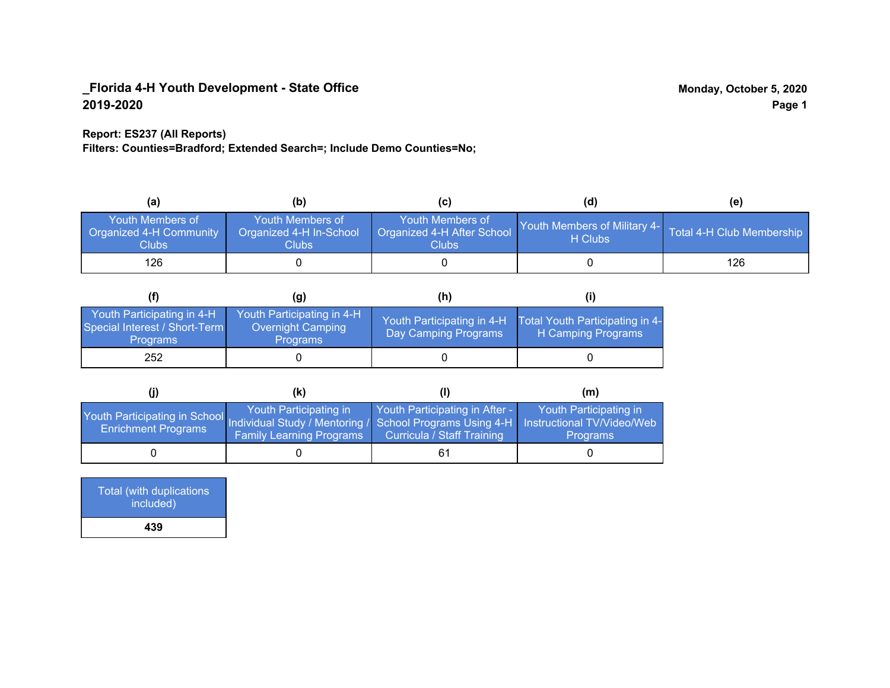**_Florida 4-H Youth Development - State Office**
**2019-2020**

**Monday, October 5, 2020**
**Page 1**

**Report: ES237 (All Reports)**
**Filters: Counties=Bradford; Extended Search=; Include Demo Counties=No;**

| (a) | (b) | (c) | (d) | (e) |
|---|---|---|---|---|
| Youth Members of Organized 4-H Community Clubs | Youth Members of Organized 4-H In-School Clubs | Youth Members of Organized 4-H After School Clubs | Youth Members of Military 4-H Clubs | Total 4-H Club Membership |
| 126 | 0 | 0 | 0 | 126 |

| (f) | (g) | (h) | (i) |
|---|---|---|---|
| Youth Participating in 4-H Special Interest / Short-Term Programs | Youth Participating in 4-H Overnight Camping Programs | Youth Participating in 4-H Day Camping Programs | Total Youth Participating in 4-H Camping Programs |
| 252 | 0 | 0 | 0 |

| (j) | (k) | (l) | (m) |
|---|---|---|---|
| Youth Participating in School Enrichment Programs | Youth Participating in Individual Study / Mentoring / Family Learning Programs | Youth Participating in After - School Programs Using 4-H Curricula / Staff Training | Youth Participating in Instructional TV/Video/Web Programs |
| 0 | 0 | 61 | 0 |

| Total (with duplications included) |
|---|
| **439** |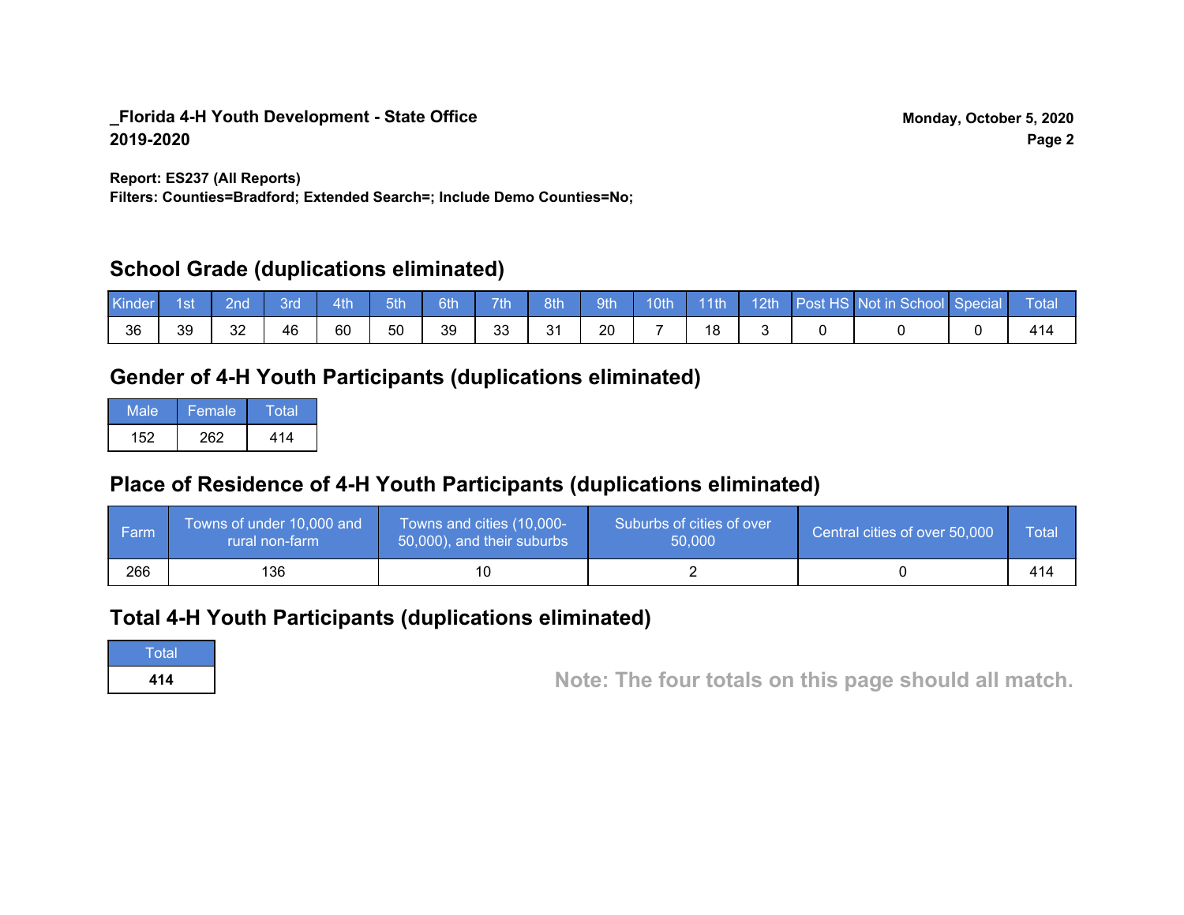**_Florida 4-H Youth Development - State Office**
**2019-2020**

**Monday, October 5, 2020**

**Report: ES237 (All Reports)**
**Filters: Counties=Bradford; Extended Search=; Include Demo Counties=No;**

## School Grade (duplications eliminated)

| Kinder | 1st | 2nd | 3rd | 4th | 5th | 6th | 7th | 8th | 9th | 10th | 11th | 12th | Post HS | Not in School | Special | Total |
|---|---|---|---|---|---|---|---|---|---|---|---|---|---|---|---|---|
| 36 | 39 | 32 | 46 | 60 | 50 | 39 | 33 | 31 | 20 | 7 | 18 | 3 | 0 | 0 | 0 | 414 |

## Gender of 4-H Youth Participants (duplications eliminated)

| Male | Female | Total |
|---|---|---|
| 152 | 262 | 414 |

## Place of Residence of 4-H Youth Participants (duplications eliminated)

| Farm | Towns of under 10,000 and rural non-farm | Towns and cities (10,000-50,000), and their suburbs | Suburbs of cities of over 50,000 | Central cities of over 50,000 | Total |
|---|---|---|---|---|---|
| 266 | 136 | 10 | 2 | 0 | 414 |

## Total 4-H Youth Participants (duplications eliminated)

| Total |
|---|
| **414** |

**Note: The four totals on this page should all match.**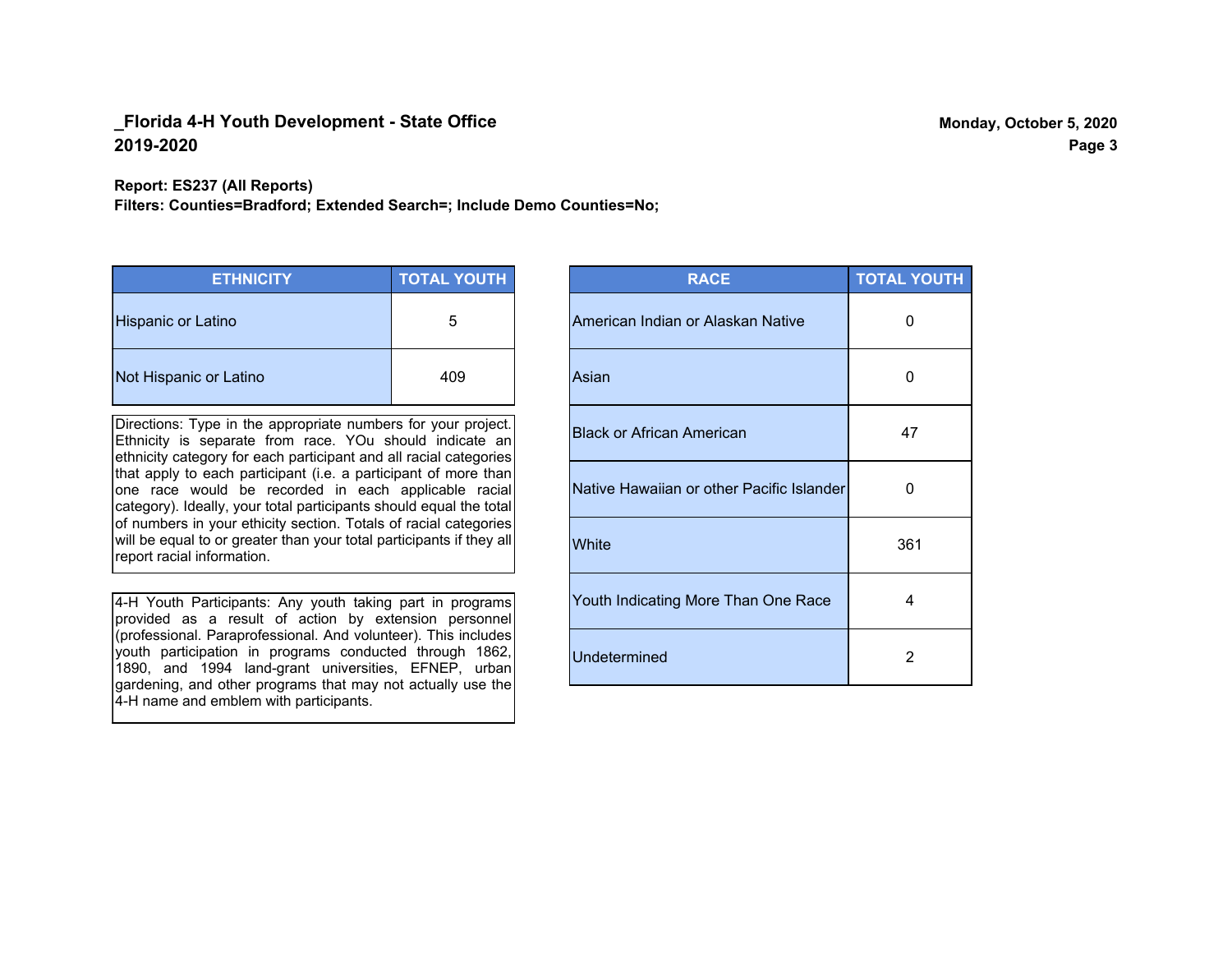## _Florida 4-H Youth Development - State Office
## 2019-2020

Monday, October 5, 2020

**Report: ES237 (All Reports)**
**Filters: Counties=Bradford; Extended Search=; Include Demo Counties=No;**

| ETHNICITY | TOTAL YOUTH |
|---|---|
| Hispanic or Latino | 5 |
| Not Hispanic or Latino | 409 |

Directions: Type in the appropriate numbers for your project. Ethnicity is separate from race. YOu should indicate an ethnicity category for each participant and all racial categories that apply to each participant (i.e. a participant of more than one race would be recorded in each applicable racial category). Ideally, your total participants should equal the total of numbers in your ethicity section. Totals of racial categories will be equal to or greater than your total participants if they all report racial information.

4-H Youth Participants: Any youth taking part in programs provided as a result of action by extension personnel (professional. Paraprofessional. And volunteer). This includes youth participation in programs conducted through 1862, 1890, and 1994 land-grant universities, EFNEP, urban gardening, and other programs that may not actually use the 4-H name and emblem with participants.

| RACE | TOTAL YOUTH |
|---|---|
| American Indian or Alaskan Native | 0 |
| Asian | 0 |
| Black or African American | 47 |
| Native Hawaiian or other Pacific Islander | 0 |
| White | 361 |
| Youth Indicating More Than One Race | 4 |
| Undetermined | 2 |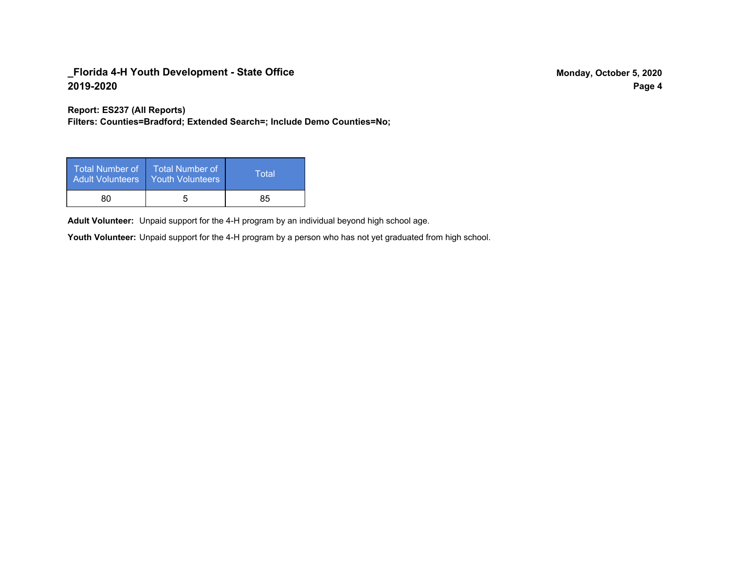## _Florida 4-H Youth Development - State Office
## 2019-2020

**Monday, October 5, 2020**

**Report: ES237 (All Reports)**
**Filters: Counties=Bradford; Extended Search=; Include Demo Counties=No;**

| Total Number of Adult Volunteers | Total Number of Youth Volunteers | Total |
|---|---|---|
| 80 | 5 | 85 |

**Adult Volunteer:** Unpaid support for the 4-H program by an individual beyond high school age.

**Youth Volunteer:** Unpaid support for the 4-H program by a person who has not yet graduated from high school.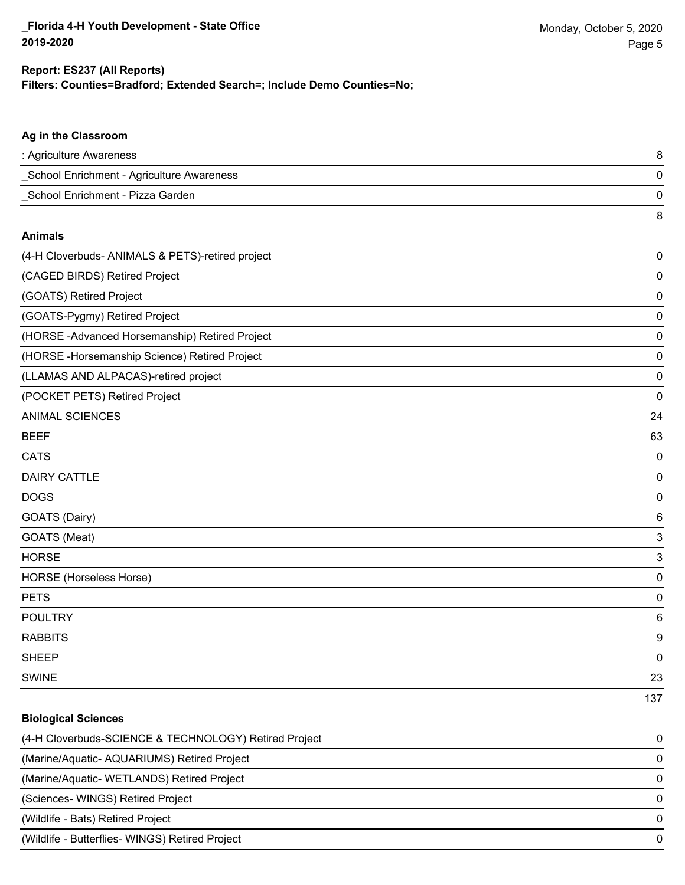**_Florida 4-H Youth Development - State Office**
**2019-2020**

Monday, October 5, 2020

**Report: ES237 (All Reports)**
**Filters: Counties=Bradford; Extended Search=; Include Demo Counties=No;**

### Ag in the Classroom

| | |
|---|---|
| : Agriculture Awareness | 8 |
| _School Enrichment - Agriculture Awareness | 0 |
| _School Enrichment - Pizza Garden | 0 |
| | 8 |

### Animals

| | |
|---|---|
| (4-H Cloverbuds- ANIMALS & PETS)-retired project | 0 |
| (CAGED BIRDS) Retired Project | 0 |
| (GOATS) Retired Project | 0 |
| (GOATS-Pygmy) Retired Project | 0 |
| (HORSE -Advanced Horsemanship) Retired Project | 0 |
| (HORSE -Horsemanship Science) Retired Project | 0 |
| (LLAMAS AND ALPACAS)-retired project | 0 |
| (POCKET PETS) Retired Project | 0 |
| ANIMAL SCIENCES | 24 |
| BEEF | 63 |
| CATS | 0 |
| DAIRY CATTLE | 0 |
| DOGS | 0 |
| GOATS (Dairy) | 6 |
| GOATS (Meat) | 3 |
| HORSE | 3 |
| HORSE (Horseless Horse) | 0 |
| PETS | 0 |
| POULTRY | 6 |
| RABBITS | 9 |
| SHEEP | 0 |
| SWINE | 23 |
| | 137 |

### Biological Sciences

| | |
|---|---|
| (4-H Cloverbuds-SCIENCE & TECHNOLOGY) Retired Project | 0 |
| (Marine/Aquatic- AQUARIUMS) Retired Project | 0 |
| (Marine/Aquatic- WETLANDS) Retired Project | 0 |
| (Sciences- WINGS) Retired Project | 0 |
| (Wildlife - Bats) Retired Project | 0 |
| (Wildlife - Butterflies- WINGS) Retired Project | 0 |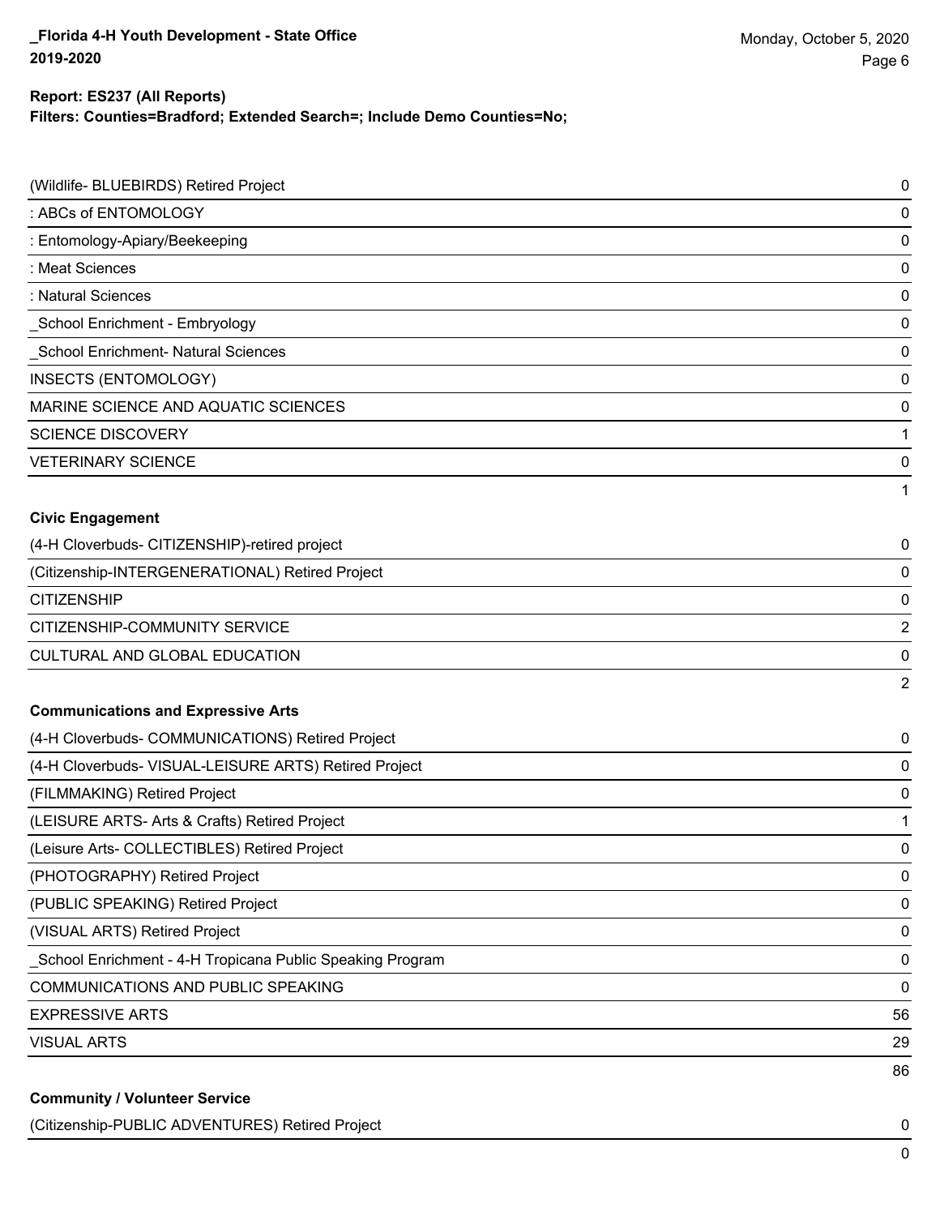**Report: ES237 (All Reports)**
**Filters: Counties=Bradford; Extended Search=; Include Demo Counties=No;**

| | |
|---|---|
| (Wildlife- BLUEBIRDS) Retired Project | 0 |
| : ABCs of ENTOMOLOGY | 0 |
| : Entomology-Apiary/Beekeeping | 0 |
| : Meat Sciences | 0 |
| : Natural Sciences | 0 |
| _School Enrichment - Embryology | 0 |
| _School Enrichment- Natural Sciences | 0 |
| INSECTS (ENTOMOLOGY) | 0 |
| MARINE SCIENCE AND AQUATIC SCIENCES | 0 |
| SCIENCE DISCOVERY | 1 |
| VETERINARY SCIENCE | 0 |
| | 1 |

**Civic Engagement**

| | |
|---|---|
| (4-H Cloverbuds- CITIZENSHIP)-retired project | 0 |
| (Citizenship-INTERGENERATIONAL) Retired Project | 0 |
| CITIZENSHIP | 0 |
| CITIZENSHIP-COMMUNITY SERVICE | 2 |
| CULTURAL AND GLOBAL EDUCATION | 0 |
| | 2 |

**Communications and Expressive Arts**

| | |
|---|---|
| (4-H Cloverbuds- COMMUNICATIONS) Retired Project | 0 |
| (4-H Cloverbuds- VISUAL-LEISURE ARTS) Retired Project | 0 |
| (FILMMAKING) Retired Project | 0 |
| (LEISURE ARTS- Arts & Crafts) Retired Project | 1 |
| (Leisure Arts- COLLECTIBLES) Retired Project | 0 |
| (PHOTOGRAPHY) Retired Project | 0 |
| (PUBLIC SPEAKING) Retired Project | 0 |
| (VISUAL ARTS) Retired Project | 0 |
| _School Enrichment - 4-H Tropicana Public Speaking Program | 0 |
| COMMUNICATIONS AND PUBLIC SPEAKING | 0 |
| EXPRESSIVE ARTS | 56 |
| VISUAL ARTS | 29 |
| | 86 |

**Community / Volunteer Service**

| | |
|---|---|
| (Citizenship-PUBLIC ADVENTURES) Retired Project | 0 |
| | 0 |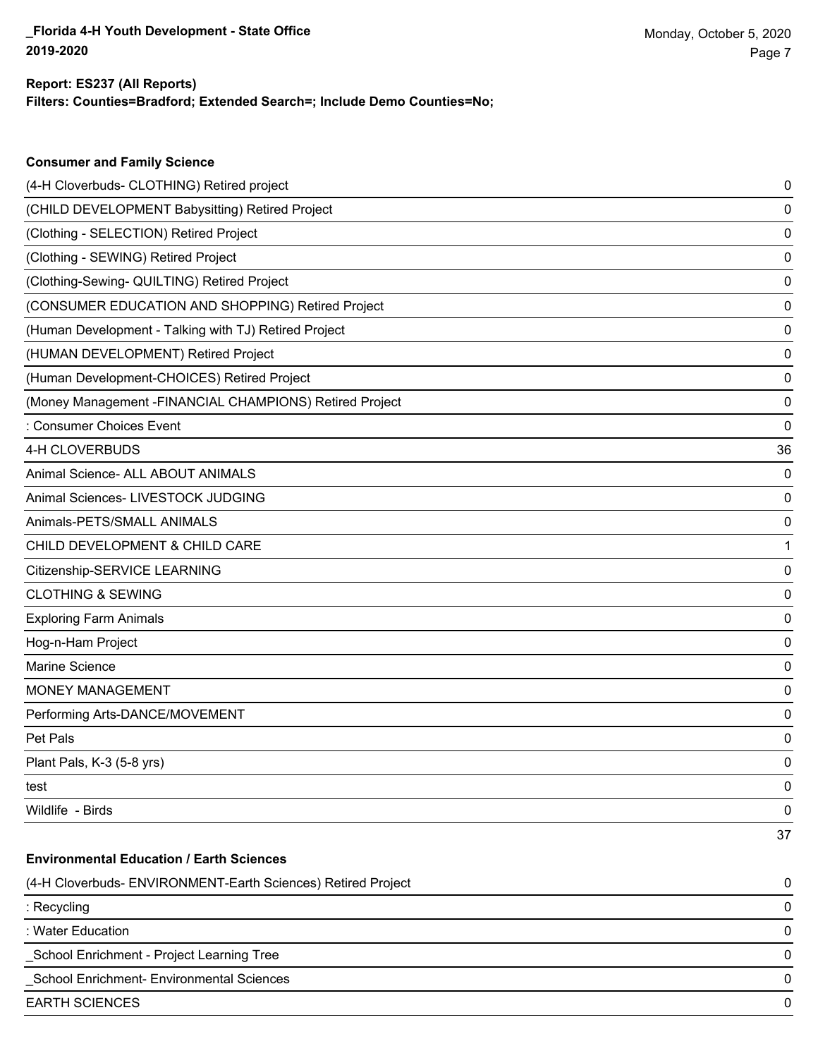**Report: ES237 (All Reports)**
**Filters: Counties=Bradford; Extended Search=; Include Demo Counties=No;**

### Consumer and Family Science

| | |
|---|---|
| (4-H Cloverbuds- CLOTHING) Retired project | 0 |
| (CHILD DEVELOPMENT Babysitting) Retired Project | 0 |
| (Clothing - SELECTION) Retired Project | 0 |
| (Clothing - SEWING) Retired Project | 0 |
| (Clothing-Sewing- QUILTING) Retired Project | 0 |
| (CONSUMER EDUCATION AND SHOPPING) Retired Project | 0 |
| (Human Development - Talking with TJ) Retired Project | 0 |
| (HUMAN DEVELOPMENT) Retired Project | 0 |
| (Human Development-CHOICES) Retired Project | 0 |
| (Money Management -FINANCIAL CHAMPIONS) Retired Project | 0 |
| : Consumer Choices Event | 0 |
| 4-H CLOVERBUDS | 36 |
| Animal Science- ALL ABOUT ANIMALS | 0 |
| Animal Sciences- LIVESTOCK JUDGING | 0 |
| Animals-PETS/SMALL ANIMALS | 0 |
| CHILD DEVELOPMENT & CHILD CARE | 1 |
| Citizenship-SERVICE LEARNING | 0 |
| CLOTHING & SEWING | 0 |
| Exploring Farm Animals | 0 |
| Hog-n-Ham Project | 0 |
| Marine Science | 0 |
| MONEY MANAGEMENT | 0 |
| Performing Arts-DANCE/MOVEMENT | 0 |
| Pet Pals | 0 |
| Plant Pals, K-3 (5-8 yrs) | 0 |
| test | 0 |
| Wildlife - Birds | 0 |
| | 37 |

### Environmental Education / Earth Sciences

| | |
|---|---|
| (4-H Cloverbuds- ENVIRONMENT-Earth Sciences) Retired Project | 0 |
| : Recycling | 0 |
| : Water Education | 0 |
| _School Enrichment - Project Learning Tree | 0 |
| _School Enrichment- Environmental Sciences | 0 |
| EARTH SCIENCES | 0 |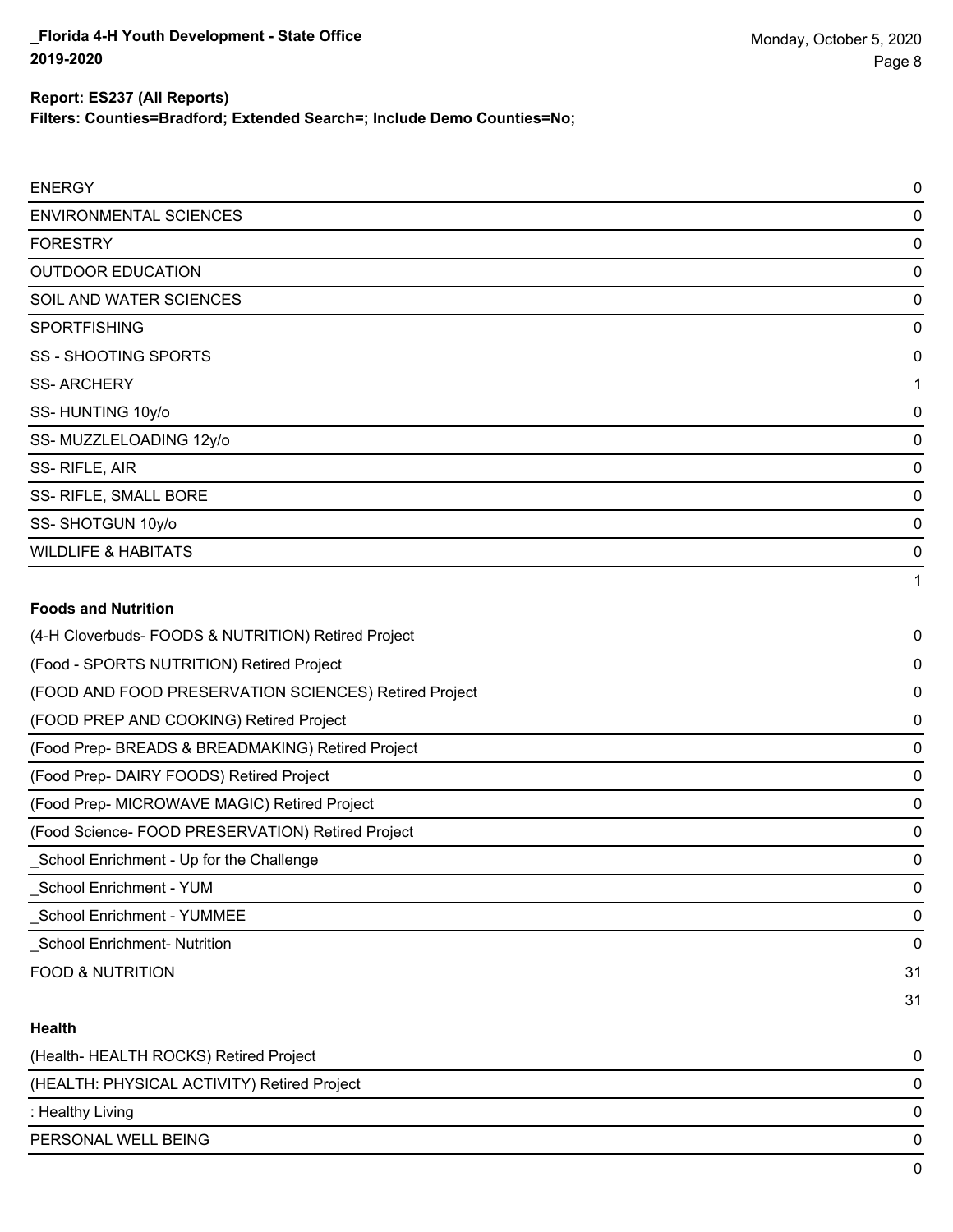Report: ES237 (All Reports)
**Filters: Counties=Bradford; Extended Search=; Include Demo Counties=No;**

| | |
|---|---|
| ENERGY | 0 |
| ENVIRONMENTAL SCIENCES | 0 |
| FORESTRY | 0 |
| OUTDOOR EDUCATION | 0 |
| SOIL AND WATER SCIENCES | 0 |
| SPORTFISHING | 0 |
| SS - SHOOTING SPORTS | 0 |
| SS- ARCHERY | 1 |
| SS- HUNTING 10y/o | 0 |
| SS- MUZZLELOADING 12y/o | 0 |
| SS- RIFLE, AIR | 0 |
| SS- RIFLE, SMALL BORE | 0 |
| SS- SHOTGUN 10y/o | 0 |
| WILDLIFE & HABITATS | 0 |
| | 1 |

**Foods and Nutrition**

| | |
|---|---|
| (4-H Cloverbuds- FOODS & NUTRITION) Retired Project | 0 |
| (Food - SPORTS NUTRITION) Retired Project | 0 |
| (FOOD AND FOOD PRESERVATION SCIENCES) Retired Project | 0 |
| (FOOD PREP AND COOKING) Retired Project | 0 |
| (Food Prep- BREADS & BREADMAKING) Retired Project | 0 |
| (Food Prep- DAIRY FOODS) Retired Project | 0 |
| (Food Prep- MICROWAVE MAGIC) Retired Project | 0 |
| (Food Science- FOOD PRESERVATION) Retired Project | 0 |
| _School Enrichment - Up for the Challenge | 0 |
| _School Enrichment - YUM | 0 |
| _School Enrichment - YUMMEE | 0 |
| _School Enrichment- Nutrition | 0 |
| FOOD & NUTRITION | 31 |
| | 31 |

**Health**

| | |
|---|---|
| (Health- HEALTH ROCKS) Retired Project | 0 |
| (HEALTH: PHYSICAL ACTIVITY) Retired Project | 0 |
| : Healthy Living | 0 |
| PERSONAL WELL BEING | 0 |
| | 0 |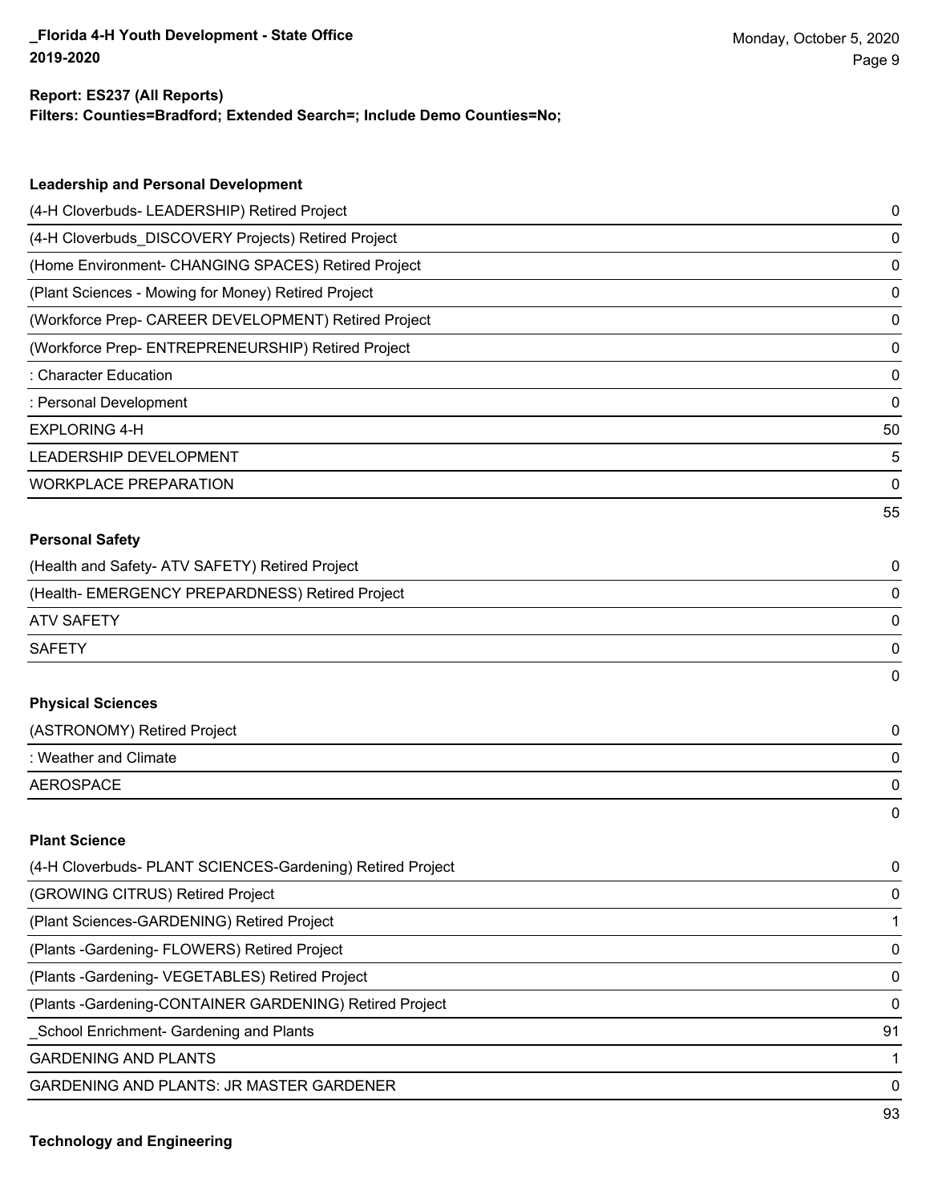**Report: ES237 (All Reports)**
**Filters: Counties=Bradford; Extended Search=; Include Demo Counties=No;**

### Leadership and Personal Development

| | |
|---|---|
| (4-H Cloverbuds- LEADERSHIP) Retired Project | 0 |
| (4-H Cloverbuds_DISCOVERY Projects) Retired Project | 0 |
| (Home Environment- CHANGING SPACES) Retired Project | 0 |
| (Plant Sciences - Mowing for Money) Retired Project | 0 |
| (Workforce Prep- CAREER DEVELOPMENT) Retired Project | 0 |
| (Workforce Prep- ENTREPRENEURSHIP) Retired Project | 0 |
| : Character Education | 0 |
| : Personal Development | 0 |
| EXPLORING 4-H | 50 |
| LEADERSHIP DEVELOPMENT | 5 |
| WORKPLACE PREPARATION | 0 |
| | 55 |

### Personal Safety

| | |
|---|---|
| (Health and Safety- ATV SAFETY) Retired Project | 0 |
| (Health- EMERGENCY PREPARDNESS) Retired Project | 0 |
| ATV SAFETY | 0 |
| SAFETY | 0 |
| | 0 |

### Physical Sciences

| | |
|---|---|
| (ASTRONOMY) Retired Project | 0 |
| : Weather and Climate | 0 |
| AEROSPACE | 0 |
| | 0 |

### Plant Science

| | |
|---|---|
| (4-H Cloverbuds- PLANT SCIENCES-Gardening) Retired Project | 0 |
| (GROWING CITRUS) Retired Project | 0 |
| (Plant Sciences-GARDENING) Retired Project | 1 |
| (Plants -Gardening- FLOWERS) Retired Project | 0 |
| (Plants -Gardening- VEGETABLES) Retired Project | 0 |
| (Plants -Gardening-CONTAINER GARDENING) Retired Project | 0 |
| _School Enrichment- Gardening and Plants | 91 |
| GARDENING AND PLANTS | 1 |
| GARDENING AND PLANTS: JR MASTER GARDENER | 0 |
| | 93 |

### Technology and Engineering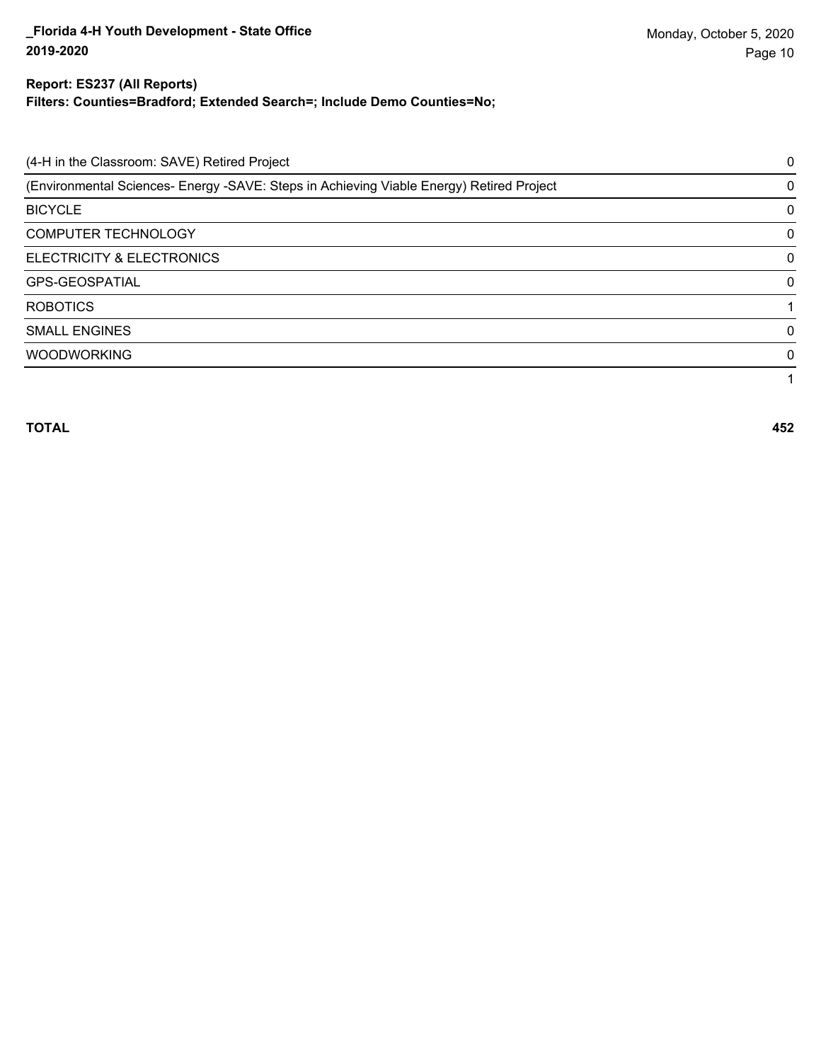**Report: ES237 (All Reports)**
**Filters: Counties=Bradford; Extended Search=; Include Demo Counties=No;**

| | |
|---|---|
| (4-H in the Classroom: SAVE) Retired Project | 0 |
| (Environmental Sciences- Energy -SAVE: Steps in Achieving Viable Energy) Retired Project | 0 |
| BICYCLE | 0 |
| COMPUTER TECHNOLOGY | 0 |
| ELECTRICITY & ELECTRONICS | 0 |
| GPS-GEOSPATIAL | 0 |
| ROBOTICS | 1 |
| SMALL ENGINES | 0 |
| WOODWORKING | 0 |
| | 1 |

| | |
|---|---|
| **TOTAL** | **452** |